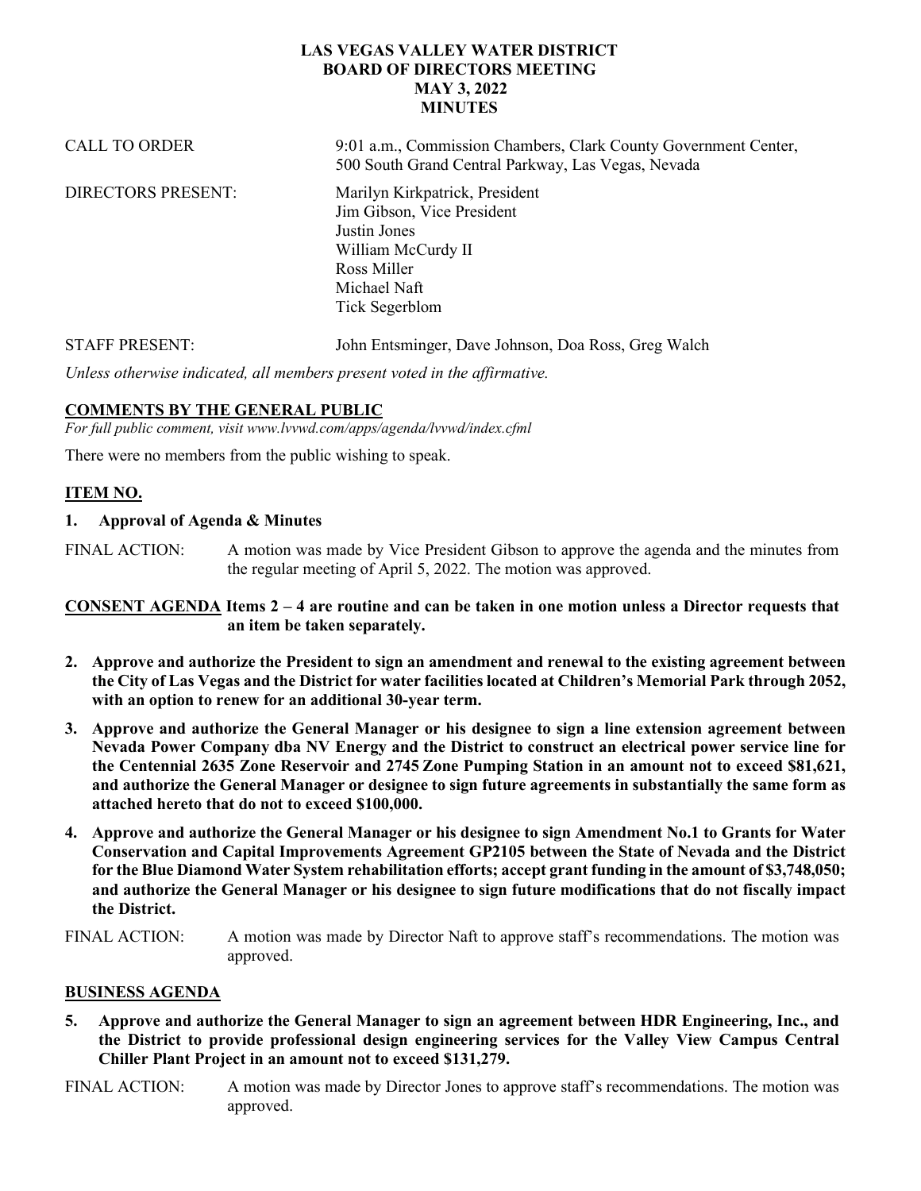# LAS VEGAS VALLEY WATER DISTRICT
## BOARD OF DIRECTORS MEETING
## MAY 3, 2022
## MINUTES

CALL TO ORDER: 9:01 a.m., Commission Chambers, Clark County Government Center, 500 South Grand Central Parkway, Las Vegas, Nevada

DIRECTORS PRESENT:
Marilyn Kirkpatrick, President
Jim Gibson, Vice President
Justin Jones
William McCurdy II
Ross Miller
Michael Naft
Tick Segerblom

STAFF PRESENT: John Entsminger, Dave Johnson, Doa Ross, Greg Walch

*Unless otherwise indicated, all members present voted in the affirmative.*

## COMMENTS BY THE GENERAL PUBLIC

*For full public comment, visit www.lvvwd.com/apps/agenda/lvvwd/index.cfml*

There were no members from the public wishing to speak.

## ITEM NO.

**1. Approval of Agenda & Minutes**

FINAL ACTION: A motion was made by Vice President Gibson to approve the agenda and the minutes from the regular meeting of April 5, 2022. The motion was approved.

**CONSENT AGENDA Items 2 – 4 are routine and can be taken in one motion unless a Director requests that an item be taken separately.**

**2. Approve and authorize the President to sign an amendment and renewal to the existing agreement between the City of Las Vegas and the District for water facilities located at Children's Memorial Park through 2052, with an option to renew for an additional 30-year term.**

**3. Approve and authorize the General Manager or his designee to sign a line extension agreement between Nevada Power Company dba NV Energy and the District to construct an electrical power service line for the Centennial 2635 Zone Reservoir and 2745 Zone Pumping Station in an amount not to exceed $81,621, and authorize the General Manager or designee to sign future agreements in substantially the same form as attached hereto that do not to exceed $100,000.**

**4. Approve and authorize the General Manager or his designee to sign Amendment No.1 to Grants for Water Conservation and Capital Improvements Agreement GP2105 between the State of Nevada and the District for the Blue Diamond Water System rehabilitation efforts; accept grant funding in the amount of $3,748,050; and authorize the General Manager or his designee to sign future modifications that do not fiscally impact the District.**

FINAL ACTION: A motion was made by Director Naft to approve staff's recommendations. The motion was approved.

## BUSINESS AGENDA

**5. Approve and authorize the General Manager to sign an agreement between HDR Engineering, Inc., and the District to provide professional design engineering services for the Valley View Campus Central Chiller Plant Project in an amount not to exceed $131,279.**

FINAL ACTION: A motion was made by Director Jones to approve staff's recommendations. The motion was approved.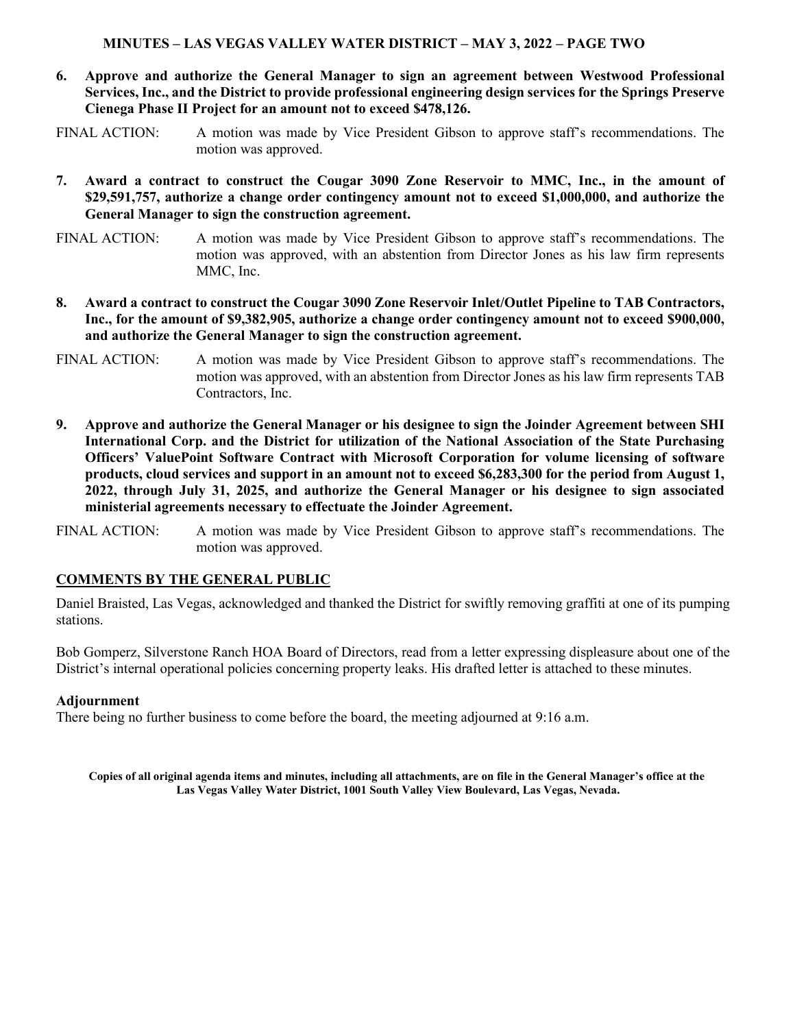**6. Approve and authorize the General Manager to sign an agreement between Westwood Professional Services, Inc., and the District to provide professional engineering design services for the Springs Preserve Cienega Phase II Project for an amount not to exceed $478,126.**

FINAL ACTION: A motion was made by Vice President Gibson to approve staff's recommendations. The motion was approved.

**7. Award a contract to construct the Cougar 3090 Zone Reservoir to MMC, Inc., in the amount of $29,591,757, authorize a change order contingency amount not to exceed $1,000,000, and authorize the General Manager to sign the construction agreement.**

FINAL ACTION: A motion was made by Vice President Gibson to approve staff's recommendations. The motion was approved, with an abstention from Director Jones as his law firm represents MMC, Inc.

**8. Award a contract to construct the Cougar 3090 Zone Reservoir Inlet/Outlet Pipeline to TAB Contractors, Inc., for the amount of $9,382,905, authorize a change order contingency amount not to exceed $900,000, and authorize the General Manager to sign the construction agreement.**

FINAL ACTION: A motion was made by Vice President Gibson to approve staff's recommendations. The motion was approved, with an abstention from Director Jones as his law firm represents TAB Contractors, Inc.

**9. Approve and authorize the General Manager or his designee to sign the Joinder Agreement between SHI International Corp. and the District for utilization of the National Association of the State Purchasing Officers' ValuePoint Software Contract with Microsoft Corporation for volume licensing of software products, cloud services and support in an amount not to exceed $6,283,300 for the period from August 1, 2022, through July 31, 2025, and authorize the General Manager or his designee to sign associated ministerial agreements necessary to effectuate the Joinder Agreement.**

FINAL ACTION: A motion was made by Vice President Gibson to approve staff's recommendations. The motion was approved.

## COMMENTS BY THE GENERAL PUBLIC

Daniel Braisted, Las Vegas, acknowledged and thanked the District for swiftly removing graffiti at one of its pumping stations.

Bob Gomperz, Silverstone Ranch HOA Board of Directors, read from a letter expressing displeasure about one of the District's internal operational policies concerning property leaks. His drafted letter is attached to these minutes.

### Adjournment

There being no further business to come before the board, the meeting adjourned at 9:16 a.m.

**Copies of all original agenda items and minutes, including all attachments, are on file in the General Manager's office at the Las Vegas Valley Water District, 1001 South Valley View Boulevard, Las Vegas, Nevada.**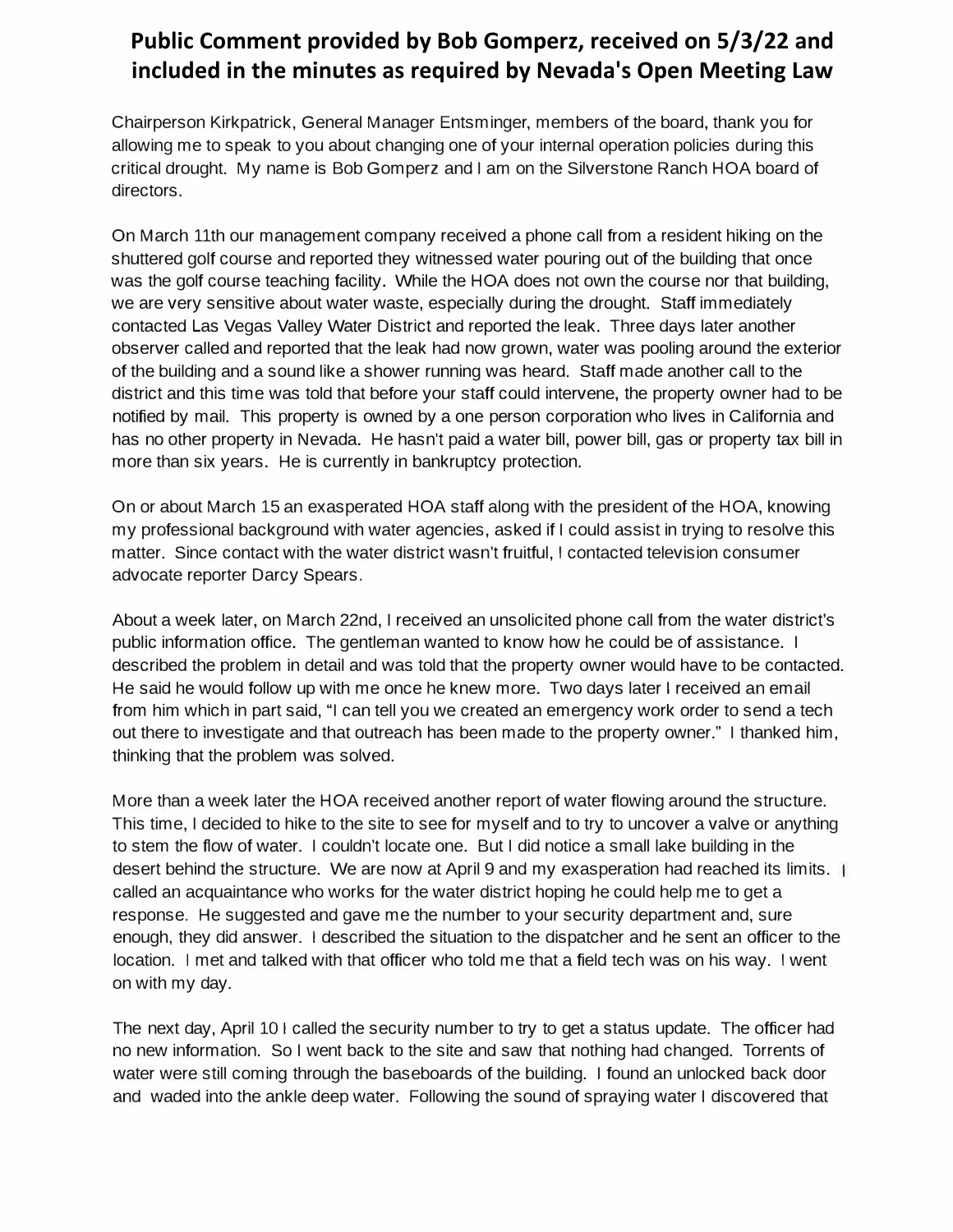**Public Comment provided by Bob Gomperz, received on 5/3/22 and included in the minutes as required by Nevada's Open Meeting Law**

Chairperson Kirkpatrick, General Manager Entsminger, members of the board, thank you for allowing me to speak to you about changing one of your internal operation policies during this critical drought. My name is Bob Gomperz and I am on the Silverstone Ranch HOA board of directors.

On March 11th our management company received a phone call from a resident hiking on the shuttered golf course and reported they witnessed water pouring out of the building that once was the golf course teaching facility. While the HOA does not own the course nor that building, we are very sensitive about water waste, especially during the drought. Staff immediately contacted Las Vegas Valley Water District and reported the leak. Three days later another observer called and reported that the leak had now grown, water was pooling around the exterior of the building and a sound like a shower running was heard. Staff made another call to the district and this time was told that before your staff could intervene, the property owner had to be notified by mail. This property is owned by a one person corporation who lives in California and has no other property in Nevada. He hasn't paid a water bill, power bill, gas or property tax bill in more than six years. He is currently in bankruptcy protection.

On or about March 15 an exasperated HOA staff along with the president of the HOA, knowing my professional background with water agencies, asked if I could assist in trying to resolve this matter. Since contact with the water district wasn't fruitful, I contacted television consumer advocate reporter Darcy Spears.

About a week later, on March 22nd, I received an unsolicited phone call from the water district's public information office. The gentleman wanted to know how he could be of assistance. I described the problem in detail and was told that the property owner would have to be contacted. He said he would follow up with me once he knew more. Two days later I received an email from him which in part said, "I can tell you we created an emergency work order to send a tech out there to investigate and that outreach has been made to the property owner." I thanked him, thinking that the problem was solved.

More than a week later the HOA received another report of water flowing around the structure. This time, I decided to hike to the site to see for myself and to try to uncover a valve or anything to stem the flow of water. I couldn't locate one. But I did notice a small lake building in the desert behind the structure. We are now at April 9 and my exasperation had reached its limits. I called an acquaintance who works for the water district hoping he could help me to get a response. He suggested and gave me the number to your security department and, sure enough, they did answer. I described the situation to the dispatcher and he sent an officer to the location. I met and talked with that officer who told me that a field tech was on his way. I went on with my day.

The next day, April 10 I called the security number to try to get a status update. The officer had no new information. So I went back to the site and saw that nothing had changed. Torrents of water were still coming through the baseboards of the building. I found an unlocked back door and waded into the ankle deep water. Following the sound of spraying water I discovered that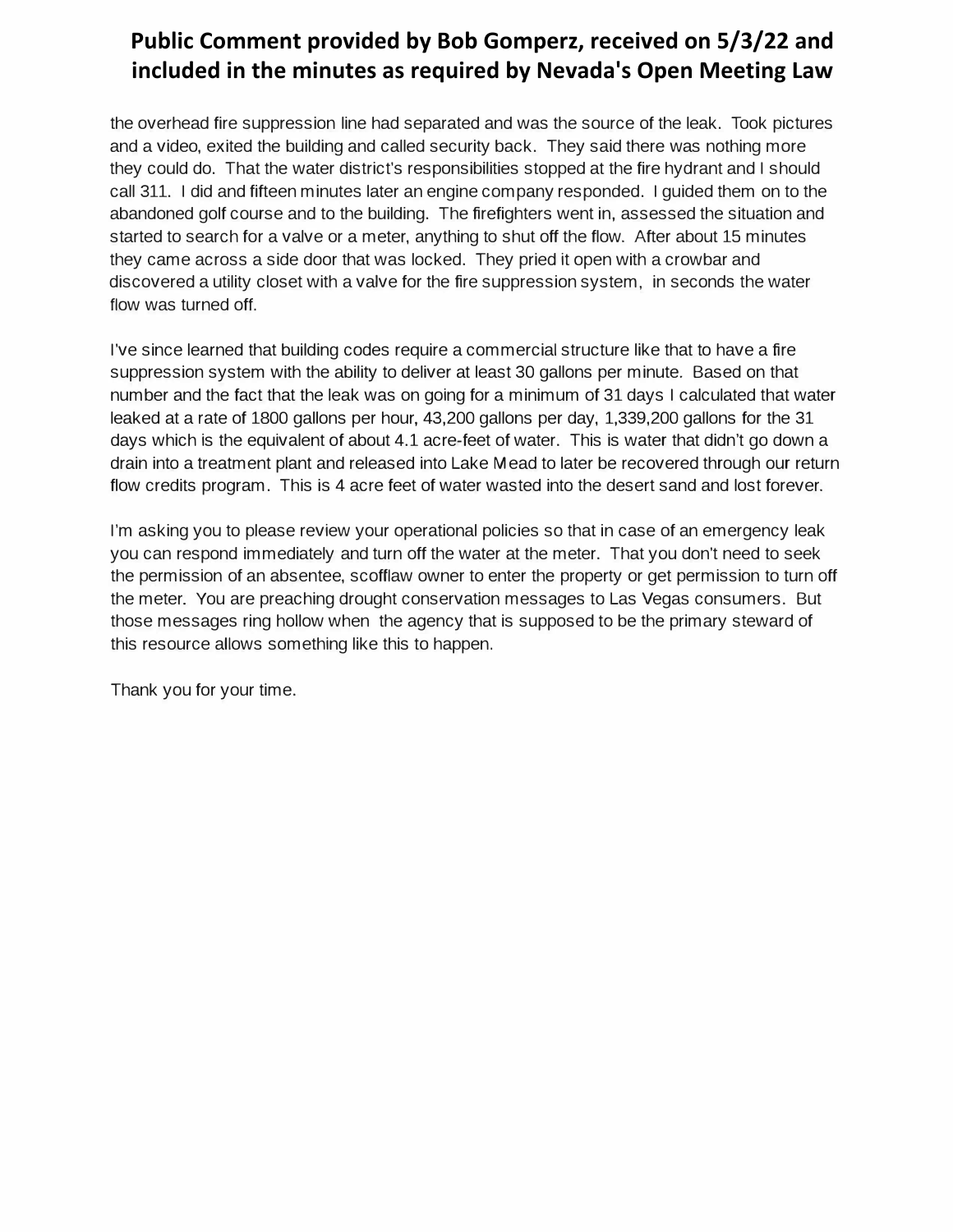**Public Comment provided by Bob Gomperz, received on 5/3/22 and included in the minutes as required by Nevada's Open Meeting Law**

the overhead fire suppression line had separated and was the source of the leak. Took pictures and a video, exited the building and called security back. They said there was nothing more they could do. That the water district's responsibilities stopped at the fire hydrant and I should call 311. I did and fifteen minutes later an engine company responded. I guided them on to the abandoned golf course and to the building. The firefighters went in, assessed the situation and started to search for a valve or a meter, anything to shut off the flow. After about 15 minutes they came across a side door that was locked. They pried it open with a crowbar and discovered a utility closet with a valve for the fire suppression system, in seconds the water flow was turned off.

I've since learned that building codes require a commercial structure like that to have a fire suppression system with the ability to deliver at least 30 gallons per minute. Based on that number and the fact that the leak was on going for a minimum of 31 days I calculated that water leaked at a rate of 1800 gallons per hour, 43,200 gallons per day, 1,339,200 gallons for the 31 days which is the equivalent of about 4.1 acre-feet of water. This is water that didn't go down a drain into a treatment plant and released into Lake Mead to later be recovered through our return flow credits program. This is 4 acre feet of water wasted into the desert sand and lost forever.

I'm asking you to please review your operational policies so that in case of an emergency leak you can respond immediately and turn off the water at the meter. That you don't need to seek the permission of an absentee, scofflaw owner to enter the property or get permission to turn off the meter. You are preaching drought conservation messages to Las Vegas consumers. But those messages ring hollow when the agency that is supposed to be the primary steward of this resource allows something like this to happen.

Thank you for your time.